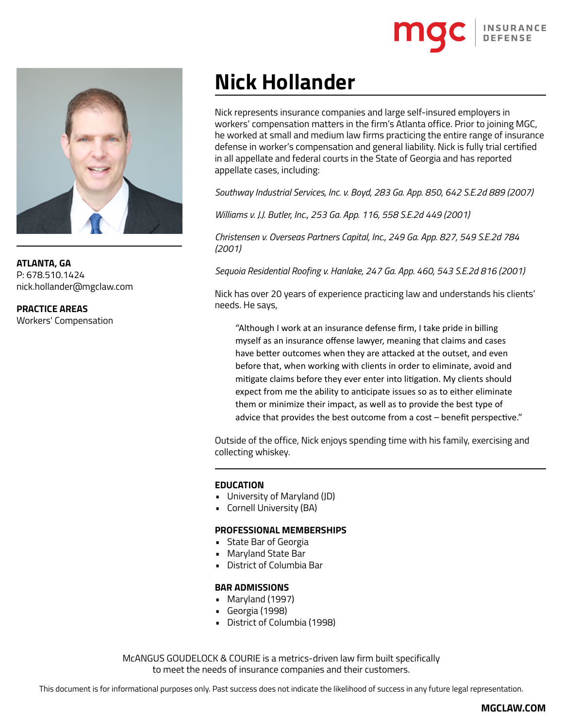# Nick Hollander

**ATLANTA, GA**
P: 678.510.1424
nick.hollander@mgclaw.com

**PRACTICE AREAS**
Workers' Compensation

Nick represents insurance companies and large self-insured employers in workers' compensation matters in the firm's Atlanta office. Prior to joining MGC, he worked at small and medium law firms practicing the entire range of insurance defense in worker's compensation and general liability. Nick is fully trial certified in all appellate and federal courts in the State of Georgia and has reported appellate cases, including:

*Southway Industrial Services, Inc. v. Boyd, 283 Ga. App. 850, 642 S.E.2d 889 (2007)*

*Williams v. J.J. Butler, Inc., 253 Ga. App. 116, 558 S.E.2d 449 (2001)*

*Christensen v. Overseas Partners Capital, Inc., 249 Ga. App. 827, 549 S.E.2d 784 (2001)*

*Sequoia Residential Roofing v. Hanlake, 247 Ga. App. 460, 543 S.E.2d 816 (2001)*

Nick has over 20 years of experience practicing law and understands his clients' needs. He says,

> "Although I work at an insurance defense firm, I take pride in billing myself as an insurance offense lawyer, meaning that claims and cases have better outcomes when they are attacked at the outset, and even before that, when working with clients in order to eliminate, avoid and mitigate claims before they ever enter into litigation. My clients should expect from me the ability to anticipate issues so as to either eliminate them or minimize their impact, as well as to provide the best type of advice that provides the best outcome from a cost – benefit perspective."

Outside of the office, Nick enjoys spending time with his family, exercising and collecting whiskey.

**EDUCATION**
- University of Maryland (JD)
- Cornell University (BA)

**PROFESSIONAL MEMBERSHIPS**
- State Bar of Georgia
- Maryland State Bar
- District of Columbia Bar

**BAR ADMISSIONS**
- Maryland (1997)
- Georgia (1998)
- District of Columbia (1998)

McANGUS GOUDELOCK & COURIE is a metrics-driven law firm built specifically to meet the needs of insurance companies and their customers.

This document is for informational purposes only. Past success does not indicate the likelihood of success in any future legal representation.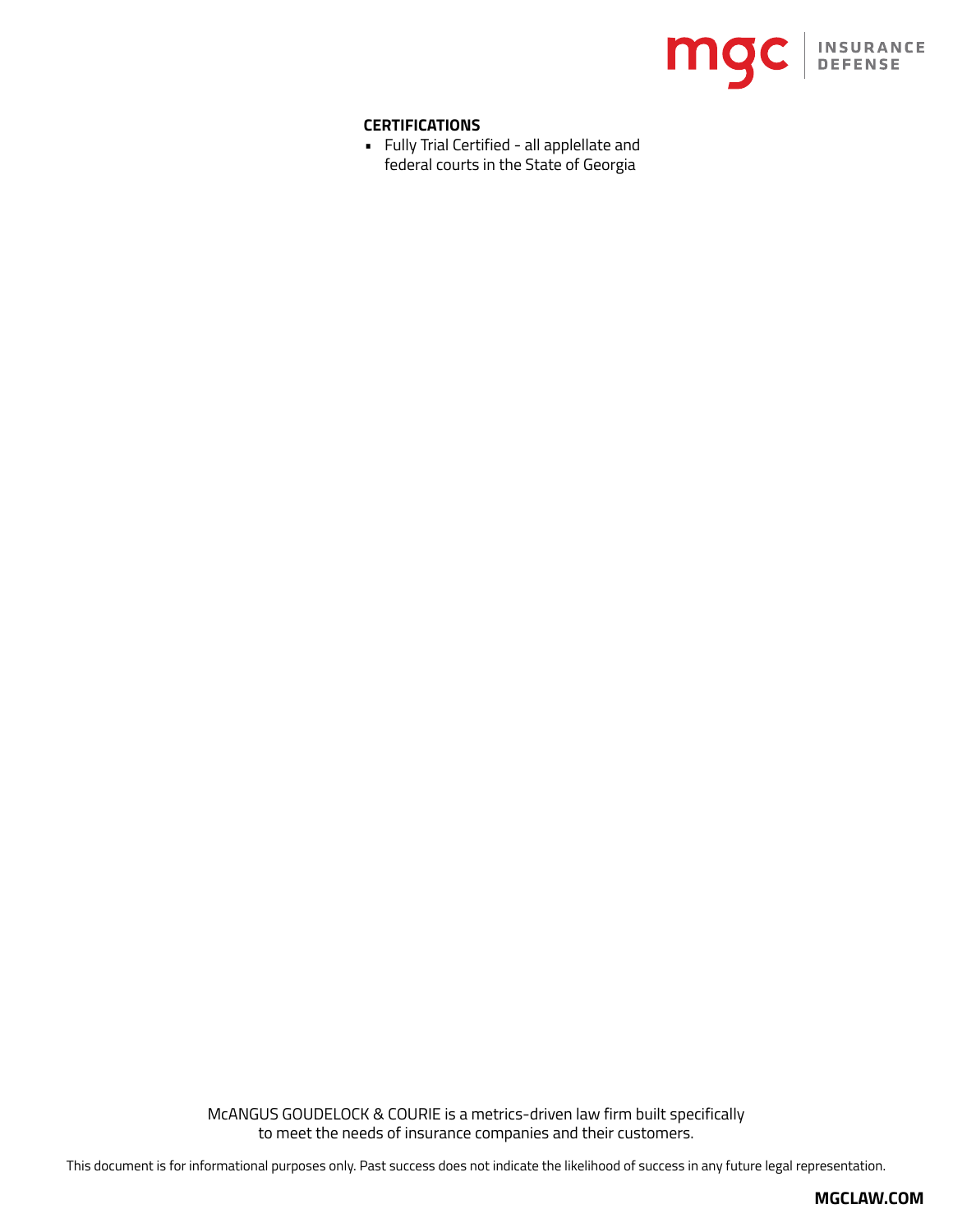**CERTIFICATIONS**

- Fully Trial Certified - all applellate and federal courts in the State of Georgia

McANGUS GOUDELOCK & COURIE is a metrics-driven law firm built specifically to meet the needs of insurance companies and their customers.

This document is for informational purposes only. Past success does not indicate the likelihood of success in any future legal representation.

**MGCLAW.COM**